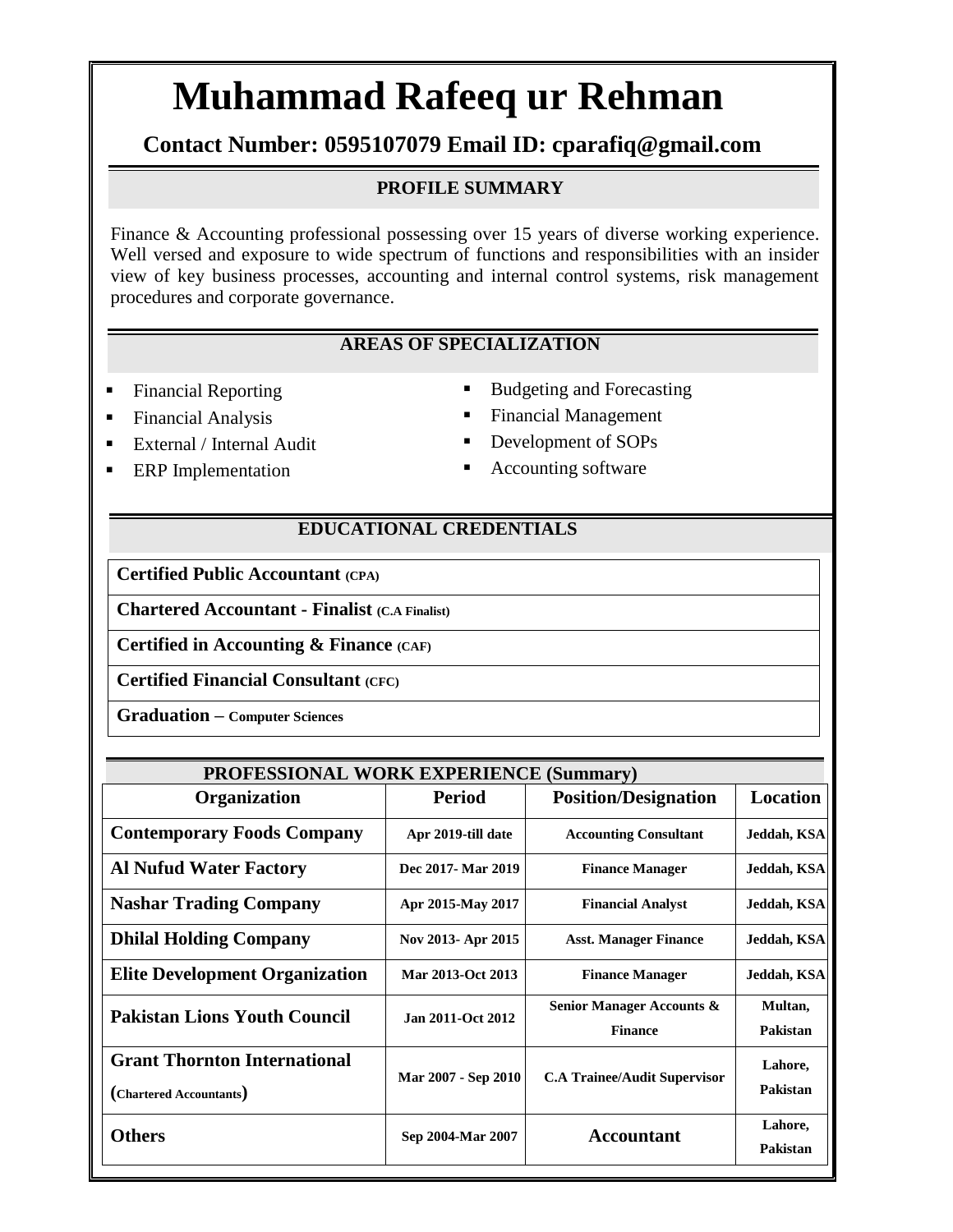# Muhammad Rafeeq ur Rehman

**Contact Number: 0595107079 Email ID: cparafiq@gmail.com**

## PROFILE SUMMARY

Finance & Accounting professional possessing over 15 years of diverse working experience. Well versed and exposure to wide spectrum of functions and responsibilities with an insider view of key business processes, accounting and internal control systems, risk management procedures and corporate governance.

## AREAS OF SPECIALIZATION

- Financial Reporting
- Financial Analysis
- External / Internal Audit
- ERP Implementation
- Budgeting and Forecasting
- Financial Management
- Development of SOPs
- Accounting software

## EDUCATIONAL CREDENTIALS

| |
|---|
| **Certified Public Accountant (CPA)** |
| **Chartered Accountant - Finalist (C.A Finalist)** |
| **Certified in Accounting & Finance (CAF)** |
| **Certified Financial Consultant (CFC)** |
| **Graduation – Computer Sciences** |

## PROFESSIONAL WORK EXPERIENCE (Summary)

| Organization | Period | Position/Designation | Location |
|---|---|---|---|
| **Contemporary Foods Company** | Apr 2019-till date | Accounting Consultant | Jeddah, KSA |
| **Al Nufud Water Factory** | Dec 2017- Mar 2019 | Finance Manager | Jeddah, KSA |
| **Nashar Trading Company** | Apr 2015-May 2017 | Financial Analyst | Jeddah, KSA |
| **Dhilal Holding Company** | Nov 2013- Apr 2015 | Asst. Manager Finance | Jeddah, KSA |
| **Elite Development Organization** | Mar 2013-Oct 2013 | Finance Manager | Jeddah, KSA |
| **Pakistan Lions Youth Council** | Jan 2011-Oct 2012 | Senior Manager Accounts & Finance | Multan, Pakistan |
| **Grant Thornton International (Chartered Accountants)** | Mar 2007 - Sep 2010 | C.A Trainee/Audit Supervisor | Lahore, Pakistan |
| **Others** | Sep 2004-Mar 2007 | Accountant | Lahore, Pakistan |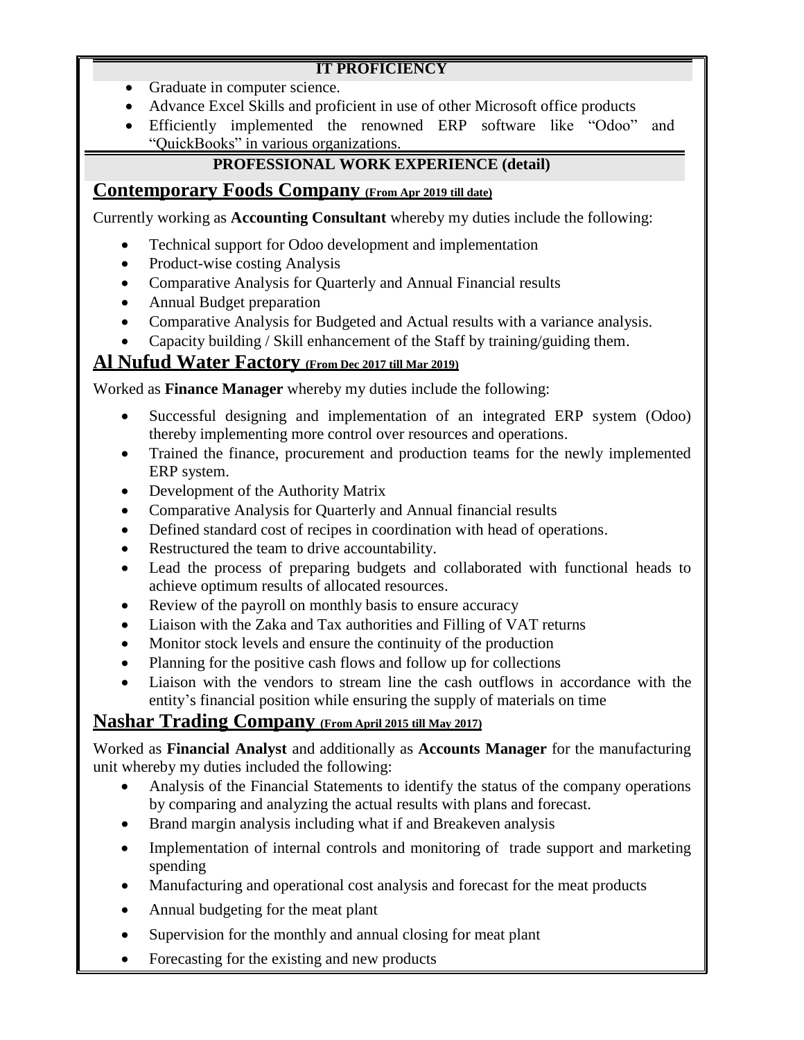## IT PROFICIENCY

- Graduate in computer science.
- Advance Excel Skills and proficient in use of other Microsoft office products
- Efficiently implemented the renowned ERP software like "Odoo" and "QuickBooks" in various organizations.

## PROFESSIONAL WORK EXPERIENCE (detail)

### Contemporary Foods Company (From Apr 2019 till date)

Currently working as **Accounting Consultant** whereby my duties include the following:

- Technical support for Odoo development and implementation
- Product-wise costing Analysis
- Comparative Analysis for Quarterly and Annual Financial results
- Annual Budget preparation
- Comparative Analysis for Budgeted and Actual results with a variance analysis.
- Capacity building / Skill enhancement of the Staff by training/guiding them.

### Al Nufud Water Factory (From Dec 2017 till Mar 2019)

Worked as **Finance Manager** whereby my duties include the following:

- Successful designing and implementation of an integrated ERP system (Odoo) thereby implementing more control over resources and operations.
- Trained the finance, procurement and production teams for the newly implemented ERP system.
- Development of the Authority Matrix
- Comparative Analysis for Quarterly and Annual financial results
- Defined standard cost of recipes in coordination with head of operations.
- Restructured the team to drive accountability.
- Lead the process of preparing budgets and collaborated with functional heads to achieve optimum results of allocated resources.
- Review of the payroll on monthly basis to ensure accuracy
- Liaison with the Zaka and Tax authorities and Filling of VAT returns
- Monitor stock levels and ensure the continuity of the production
- Planning for the positive cash flows and follow up for collections
- Liaison with the vendors to stream line the cash outflows in accordance with the entity's financial position while ensuring the supply of materials on time

### Nashar Trading Company (From April 2015 till May 2017)

Worked as **Financial Analyst** and additionally as **Accounts Manager** for the manufacturing unit whereby my duties included the following:

- Analysis of the Financial Statements to identify the status of the company operations by comparing and analyzing the actual results with plans and forecast.
- Brand margin analysis including what if and Breakeven analysis
- Implementation of internal controls and monitoring of trade support and marketing spending
- Manufacturing and operational cost analysis and forecast for the meat products
- Annual budgeting for the meat plant
- Supervision for the monthly and annual closing for meat plant
- Forecasting for the existing and new products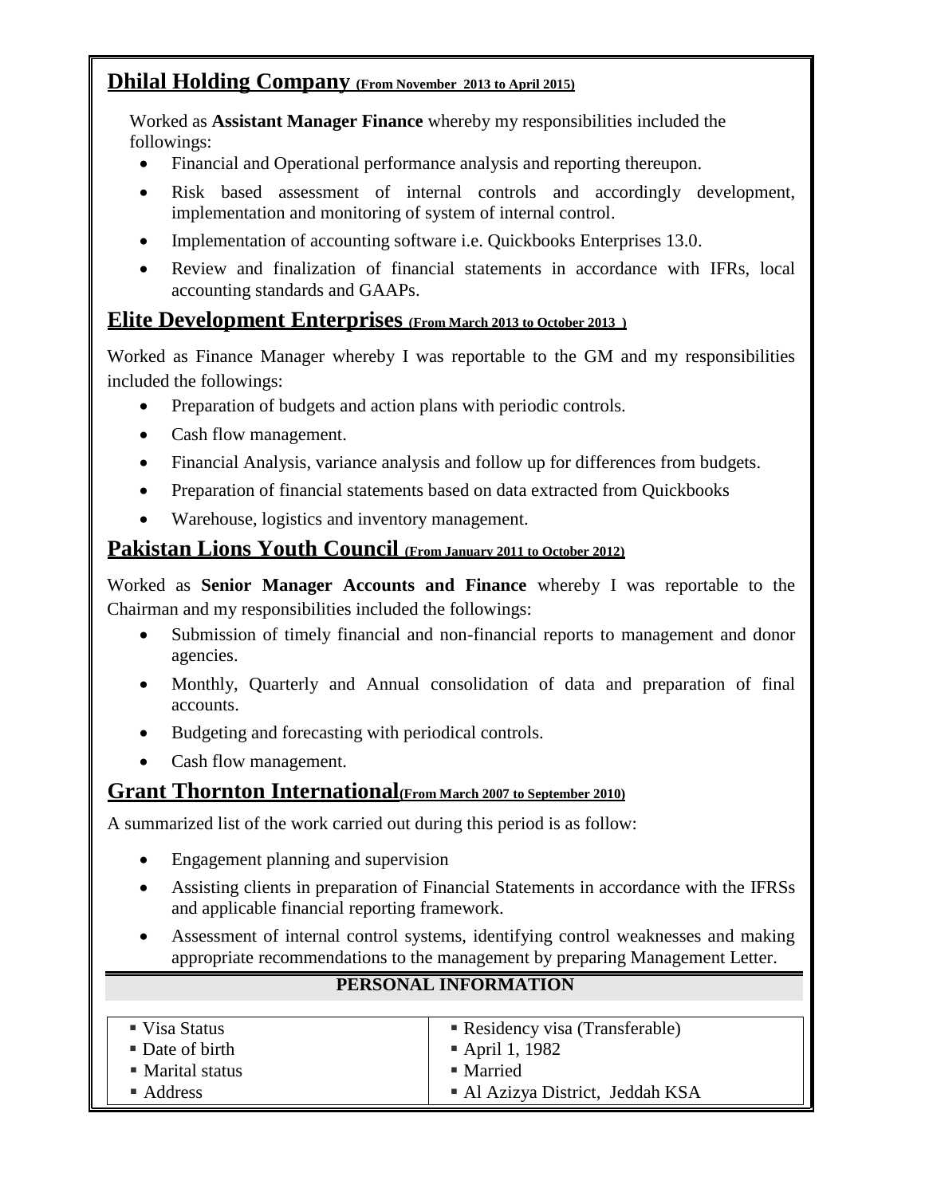## Dhilal Holding Company (From November 2013 to April 2015)

Worked as **Assistant Manager Finance** whereby my responsibilities included the followings:

- Financial and Operational performance analysis and reporting thereupon.
- Risk based assessment of internal controls and accordingly development, implementation and monitoring of system of internal control.
- Implementation of accounting software i.e. Quickbooks Enterprises 13.0.
- Review and finalization of financial statements in accordance with IFRs, local accounting standards and GAAPs.

## Elite Development Enterprises (From March 2013 to October 2013 )

Worked as Finance Manager whereby I was reportable to the GM and my responsibilities included the followings:

- Preparation of budgets and action plans with periodic controls.
- Cash flow management.
- Financial Analysis, variance analysis and follow up for differences from budgets.
- Preparation of financial statements based on data extracted from Quickbooks
- Warehouse, logistics and inventory management.

## Pakistan Lions Youth Council (From January 2011 to October 2012)

Worked as **Senior Manager Accounts and Finance** whereby I was reportable to the Chairman and my responsibilities included the followings:

- Submission of timely financial and non-financial reports to management and donor agencies.
- Monthly, Quarterly and Annual consolidation of data and preparation of final accounts.
- Budgeting and forecasting with periodical controls.
- Cash flow management.

## Grant Thornton International(From March 2007 to September 2010)

A summarized list of the work carried out during this period is as follow:

- Engagement planning and supervision
- Assisting clients in preparation of Financial Statements in accordance with the IFRSs and applicable financial reporting framework.
- Assessment of internal control systems, identifying control weaknesses and making appropriate recommendations to the management by preparing Management Letter.

## PERSONAL INFORMATION

| | |
|---|---|
| ▪ Visa Status | ▪ Residency visa (Transferable) |
| ▪ Date of birth | ▪ April 1, 1982 |
| ▪ Marital status | ▪ Married |
| ▪ Address | ▪ Al Azizya District, Jeddah KSA |